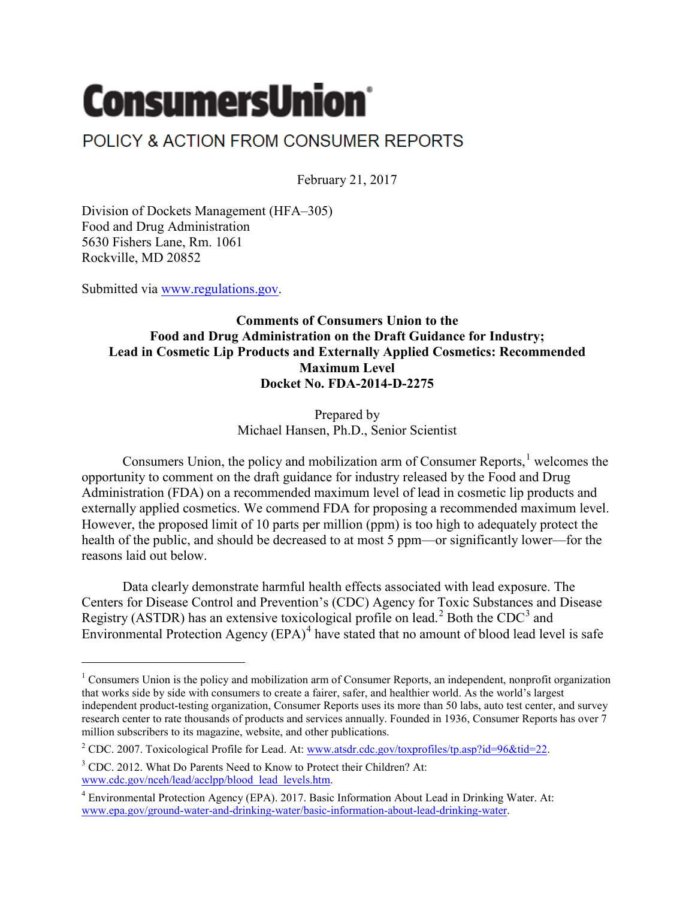# ConsumersUnion®

POLICY & ACTION FROM CONSUMER REPORTS

February 21, 2017

Division of Dockets Management (HFA–305)
Food and Drug Administration
5630 Fishers Lane, Rm. 1061
Rockville, MD 20852

Submitted via www.regulations.gov.

**Comments of Consumers Union to the**
**Food and Drug Administration on the Draft Guidance for Industry;**
**Lead in Cosmetic Lip Products and Externally Applied Cosmetics: Recommended Maximum Level**
**Docket No. FDA-2014-D-2275**

Prepared by
Michael Hansen, Ph.D., Senior Scientist

Consumers Union, the policy and mobilization arm of Consumer Reports,[1] welcomes the opportunity to comment on the draft guidance for industry released by the Food and Drug Administration (FDA) on a recommended maximum level of lead in cosmetic lip products and externally applied cosmetics. We commend FDA for proposing a recommended maximum level. However, the proposed limit of 10 parts per million (ppm) is too high to adequately protect the health of the public, and should be decreased to at most 5 ppm—or significantly lower—for the reasons laid out below.

Data clearly demonstrate harmful health effects associated with lead exposure. The Centers for Disease Control and Prevention's (CDC) Agency for Toxic Substances and Disease Registry (ASTDR) has an extensive toxicological profile on lead.[2] Both the CDC[3] and Environmental Protection Agency (EPA)[4] have stated that no amount of blood lead level is safe

---

[1] Consumers Union is the policy and mobilization arm of Consumer Reports, an independent, nonprofit organization that works side by side with consumers to create a fairer, safer, and healthier world. As the world's largest independent product-testing organization, Consumer Reports uses its more than 50 labs, auto test center, and survey research center to rate thousands of products and services annually. Founded in 1936, Consumer Reports has over 7 million subscribers to its magazine, website, and other publications.

[2] CDC. 2007. Toxicological Profile for Lead. At: www.atsdr.cdc.gov/toxprofiles/tp.asp?id=96&tid=22.

[3] CDC. 2012. What Do Parents Need to Know to Protect their Children? At: www.cdc.gov/nceh/lead/acclpp/blood_lead_levels.htm.

[4] Environmental Protection Agency (EPA). 2017. Basic Information About Lead in Drinking Water. At: www.epa.gov/ground-water-and-drinking-water/basic-information-about-lead-drinking-water.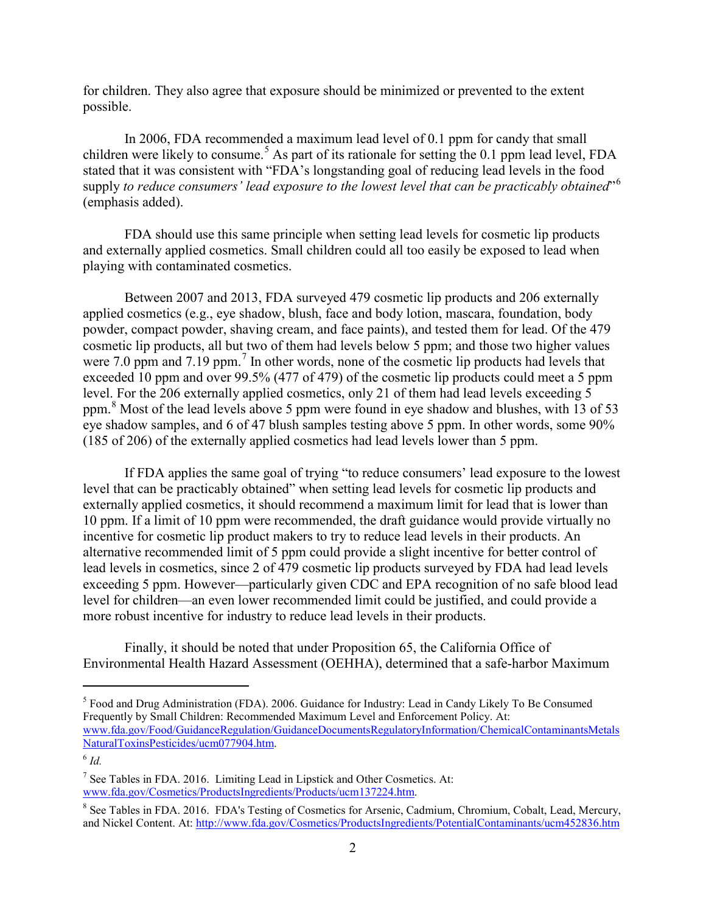for children. They also agree that exposure should be minimized or prevented to the extent possible.

In 2006, FDA recommended a maximum lead level of 0.1 ppm for candy that small children were likely to consume.[5] As part of its rationale for setting the 0.1 ppm lead level, FDA stated that it was consistent with "FDA's longstanding goal of reducing lead levels in the food supply *to reduce consumers' lead exposure to the lowest level that can be practicably obtained*"[6] (emphasis added).

FDA should use this same principle when setting lead levels for cosmetic lip products and externally applied cosmetics. Small children could all too easily be exposed to lead when playing with contaminated cosmetics.

Between 2007 and 2013, FDA surveyed 479 cosmetic lip products and 206 externally applied cosmetics (e.g., eye shadow, blush, face and body lotion, mascara, foundation, body powder, compact powder, shaving cream, and face paints), and tested them for lead. Of the 479 cosmetic lip products, all but two of them had levels below 5 ppm; and those two higher values were 7.0 ppm and 7.19 ppm.[7] In other words, none of the cosmetic lip products had levels that exceeded 10 ppm and over 99.5% (477 of 479) of the cosmetic lip products could meet a 5 ppm level. For the 206 externally applied cosmetics, only 21 of them had lead levels exceeding 5 ppm.[8] Most of the lead levels above 5 ppm were found in eye shadow and blushes, with 13 of 53 eye shadow samples, and 6 of 47 blush samples testing above 5 ppm. In other words, some 90% (185 of 206) of the externally applied cosmetics had lead levels lower than 5 ppm.

If FDA applies the same goal of trying "to reduce consumers' lead exposure to the lowest level that can be practicably obtained" when setting lead levels for cosmetic lip products and externally applied cosmetics, it should recommend a maximum limit for lead that is lower than 10 ppm. If a limit of 10 ppm were recommended, the draft guidance would provide virtually no incentive for cosmetic lip product makers to try to reduce lead levels in their products. An alternative recommended limit of 5 ppm could provide a slight incentive for better control of lead levels in cosmetics, since 2 of 479 cosmetic lip products surveyed by FDA had lead levels exceeding 5 ppm. However—particularly given CDC and EPA recognition of no safe blood lead level for children—an even lower recommended limit could be justified, and could provide a more robust incentive for industry to reduce lead levels in their products.

Finally, it should be noted that under Proposition 65, the California Office of Environmental Health Hazard Assessment (OEHHA), determined that a safe-harbor Maximum

---

[5] Food and Drug Administration (FDA). 2006. Guidance for Industry: Lead in Candy Likely To Be Consumed Frequently by Small Children: Recommended Maximum Level and Enforcement Policy. At: www.fda.gov/Food/GuidanceRegulation/GuidanceDocumentsRegulatoryInformation/ChemicalContaminantsMetalsNaturalToxinsPesticides/ucm077904.htm.

[6] *Id.*

[7] See Tables in FDA. 2016. Limiting Lead in Lipstick and Other Cosmetics. At: www.fda.gov/Cosmetics/ProductsIngredients/Products/ucm137224.htm.

[8] See Tables in FDA. 2016. FDA's Testing of Cosmetics for Arsenic, Cadmium, Chromium, Cobalt, Lead, Mercury, and Nickel Content. At: http://www.fda.gov/Cosmetics/ProductsIngredients/PotentialContaminants/ucm452836.htm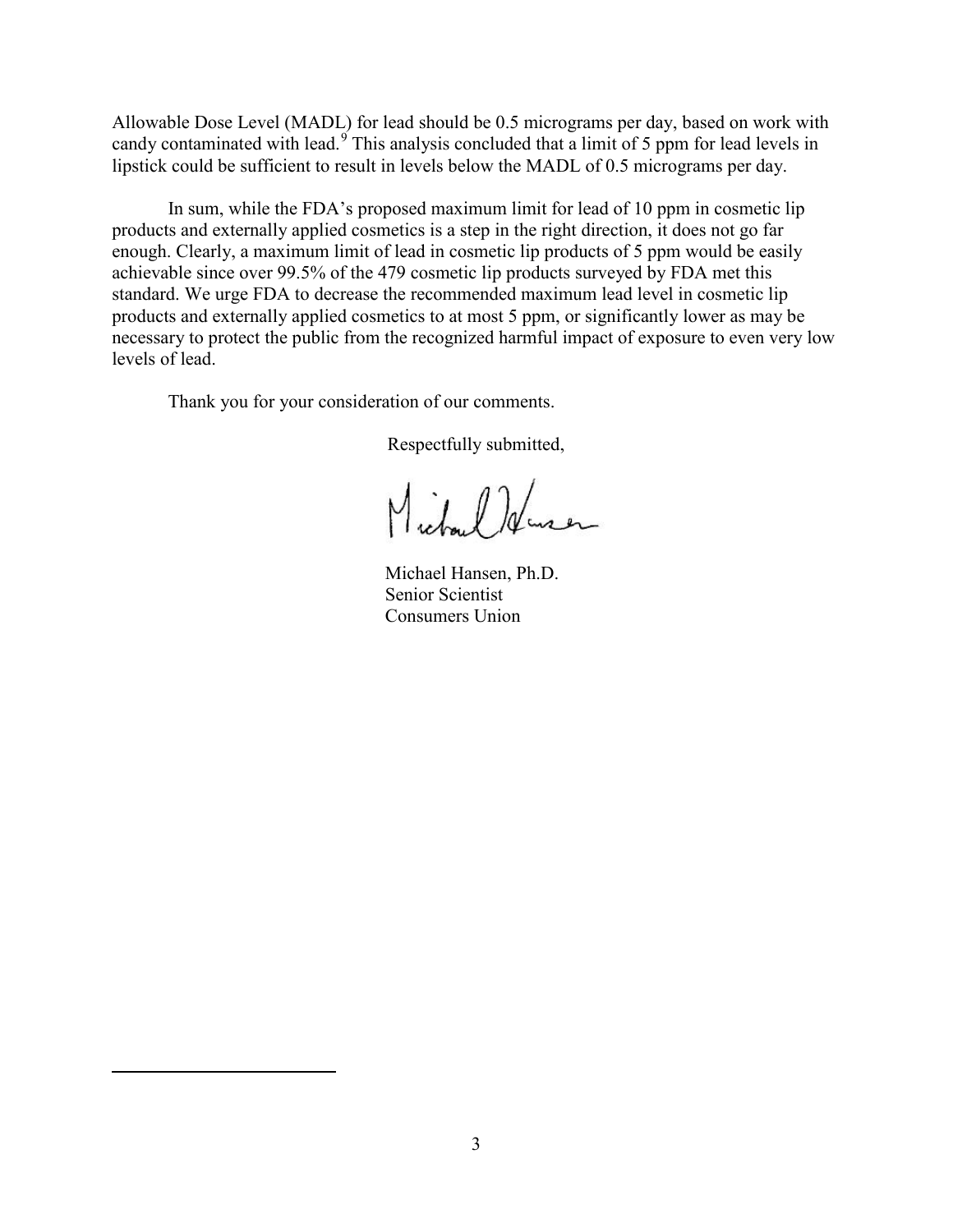Allowable Dose Level (MADL) for lead should be 0.5 micrograms per day, based on work with candy contaminated with lead.[9] This analysis concluded that a limit of 5 ppm for lead levels in lipstick could be sufficient to result in levels below the MADL of 0.5 micrograms per day.

In sum, while the FDA's proposed maximum limit for lead of 10 ppm in cosmetic lip products and externally applied cosmetics is a step in the right direction, it does not go far enough. Clearly, a maximum limit of lead in cosmetic lip products of 5 ppm would be easily achievable since over 99.5% of the 479 cosmetic lip products surveyed by FDA met this standard. We urge FDA to decrease the recommended maximum lead level in cosmetic lip products and externally applied cosmetics to at most 5 ppm, or significantly lower as may be necessary to protect the public from the recognized harmful impact of exposure to even very low levels of lead.

Thank you for your consideration of our comments.

Respectfully submitted,

Michael Hansen, Ph.D.
Senior Scientist
Consumers Union